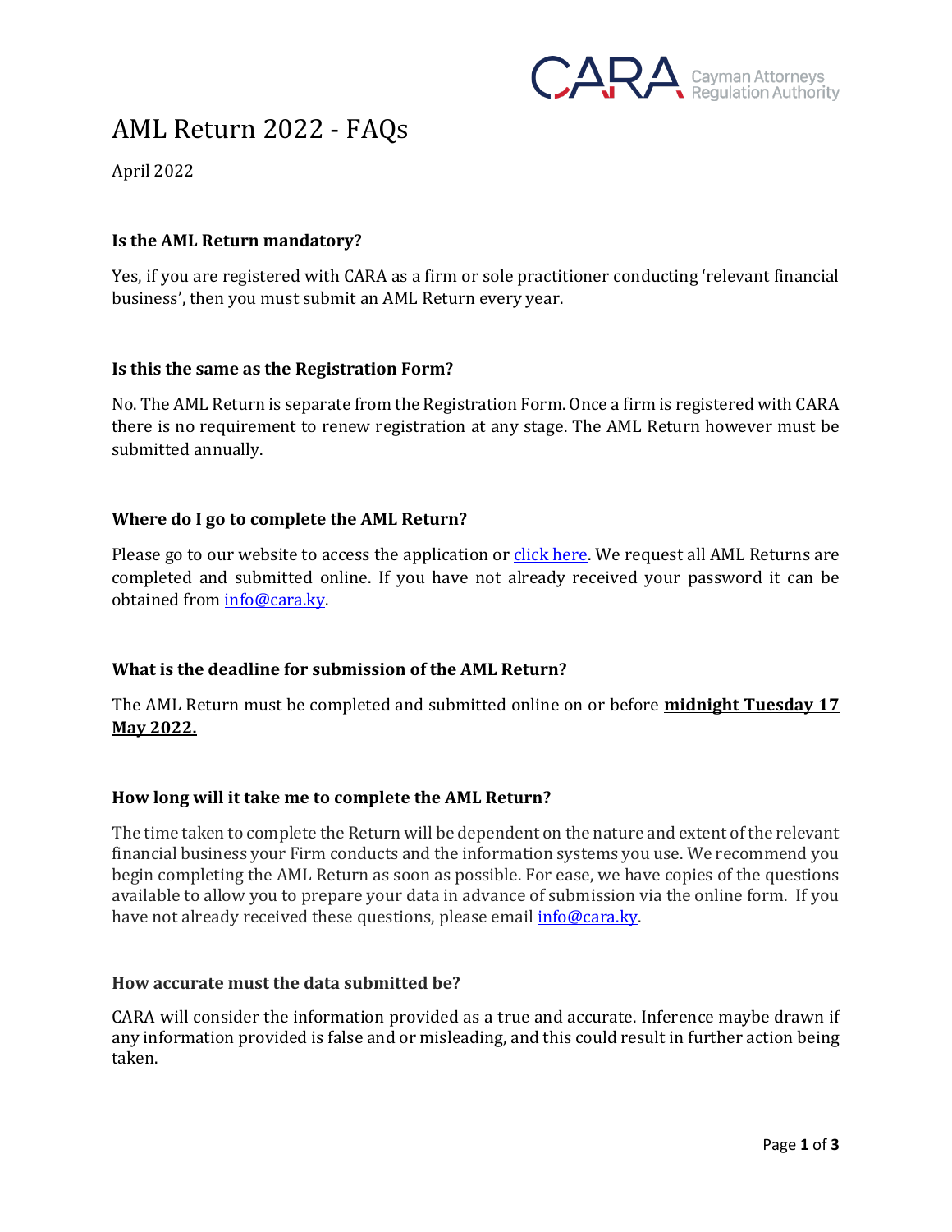# AML Return 2022 - FAQs

April 2022

### Is the AML Return mandatory?

Yes, if you are registered with CARA as a firm or sole practitioner conducting 'relevant financial business', then you must submit an AML Return every year.

### Is this the same as the Registration Form?

No. The AML Return is separate from the Registration Form. Once a firm is registered with CARA there is no requirement to renew registration at any stage. The AML Return however must be submitted annually.

### Where do I go to complete the AML Return?

Please go to our website to access the application or click here. We request all AML Returns are completed and submitted online. If you have not already received your password it can be obtained from info@cara.ky.

### What is the deadline for submission of the AML Return?

The AML Return must be completed and submitted online on or before **midnight Tuesday 17 May 2022.**

### How long will it take me to complete the AML Return?

The time taken to complete the Return will be dependent on the nature and extent of the relevant financial business your Firm conducts and the information systems you use. We recommend you begin completing the AML Return as soon as possible. For ease, we have copies of the questions available to allow you to prepare your data in advance of submission via the online form. If you have not already received these questions, please email info@cara.ky.

### How accurate must the data submitted be?

CARA will consider the information provided as a true and accurate. Inference maybe drawn if any information provided is false and or misleading, and this could result in further action being taken.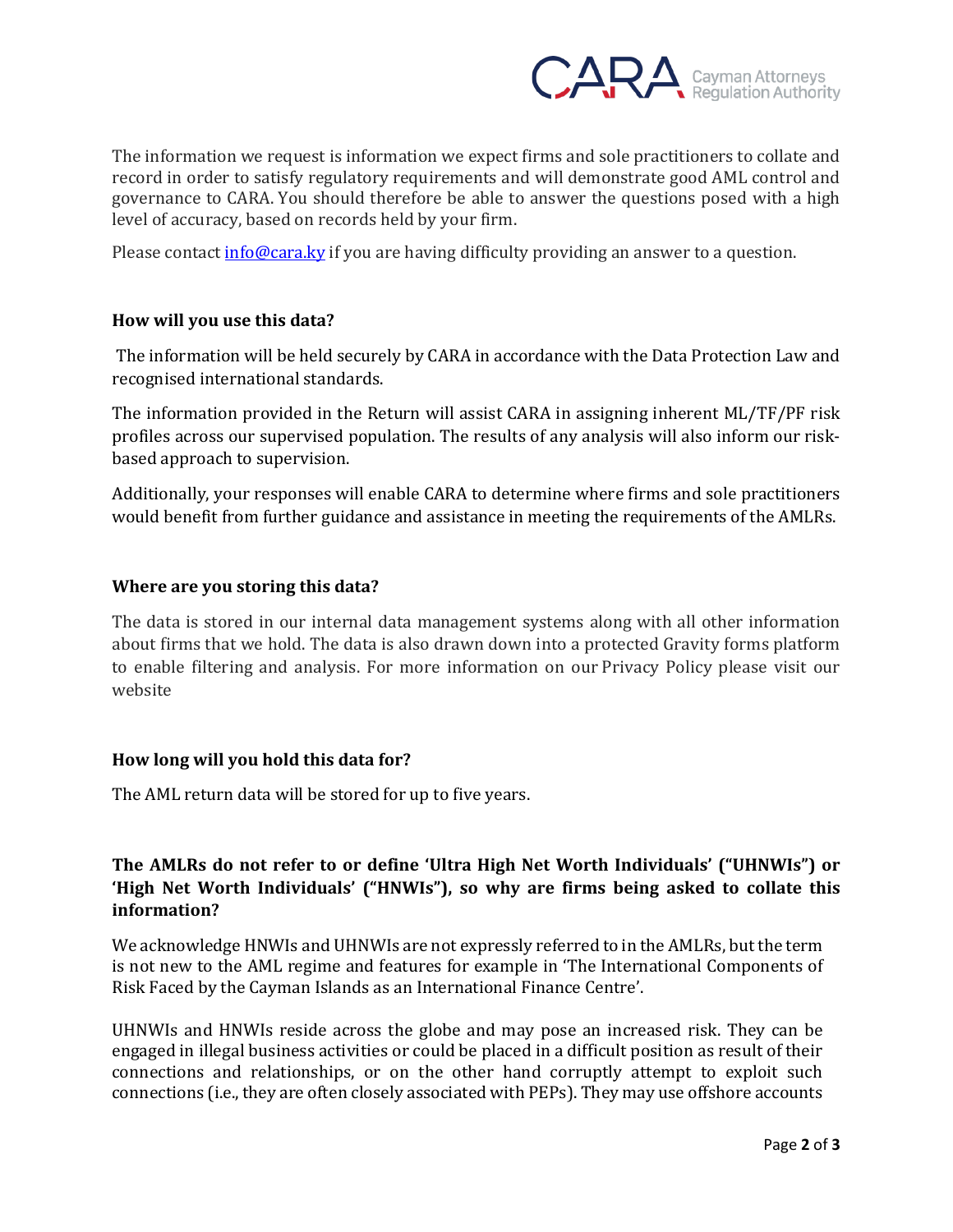The information we request is information we expect firms and sole practitioners to collate and record in order to satisfy regulatory requirements and will demonstrate good AML control and governance to CARA. You should therefore be able to answer the questions posed with a high level of accuracy, based on records held by your firm.

Please contact [info@cara.ky](mailto:info@cara.ky) if you are having difficulty providing an answer to a question.

**How will you use this data?**

The information will be held securely by CARA in accordance with the Data Protection Law and recognised international standards.

The information provided in the Return will assist CARA in assigning inherent ML/TF/PF risk profiles across our supervised population. The results of any analysis will also inform our risk-based approach to supervision.

Additionally, your responses will enable CARA to determine where firms and sole practitioners would benefit from further guidance and assistance in meeting the requirements of the AMLRs.

**Where are you storing this data?**

The data is stored in our internal data management systems along with all other information about firms that we hold. The data is also drawn down into a protected Gravity forms platform to enable filtering and analysis. For more information on our Privacy Policy please visit our website

**How long will you hold this data for?**

The AML return data will be stored for up to five years.

**The AMLRs do not refer to or define 'Ultra High Net Worth Individuals' ("UHNWIs") or 'High Net Worth Individuals' ("HNWIs"), so why are firms being asked to collate this information?**

We acknowledge HNWIs and UHNWIs are not expressly referred to in the AMLRs, but the term is not new to the AML regime and features for example in 'The International Components of Risk Faced by the Cayman Islands as an International Finance Centre'.

UHNWIs and HNWIs reside across the globe and may pose an increased risk. They can be engaged in illegal business activities or could be placed in a difficult position as result of their connections and relationships, or on the other hand corruptly attempt to exploit such connections (i.e., they are often closely associated with PEPs). They may use offshore accounts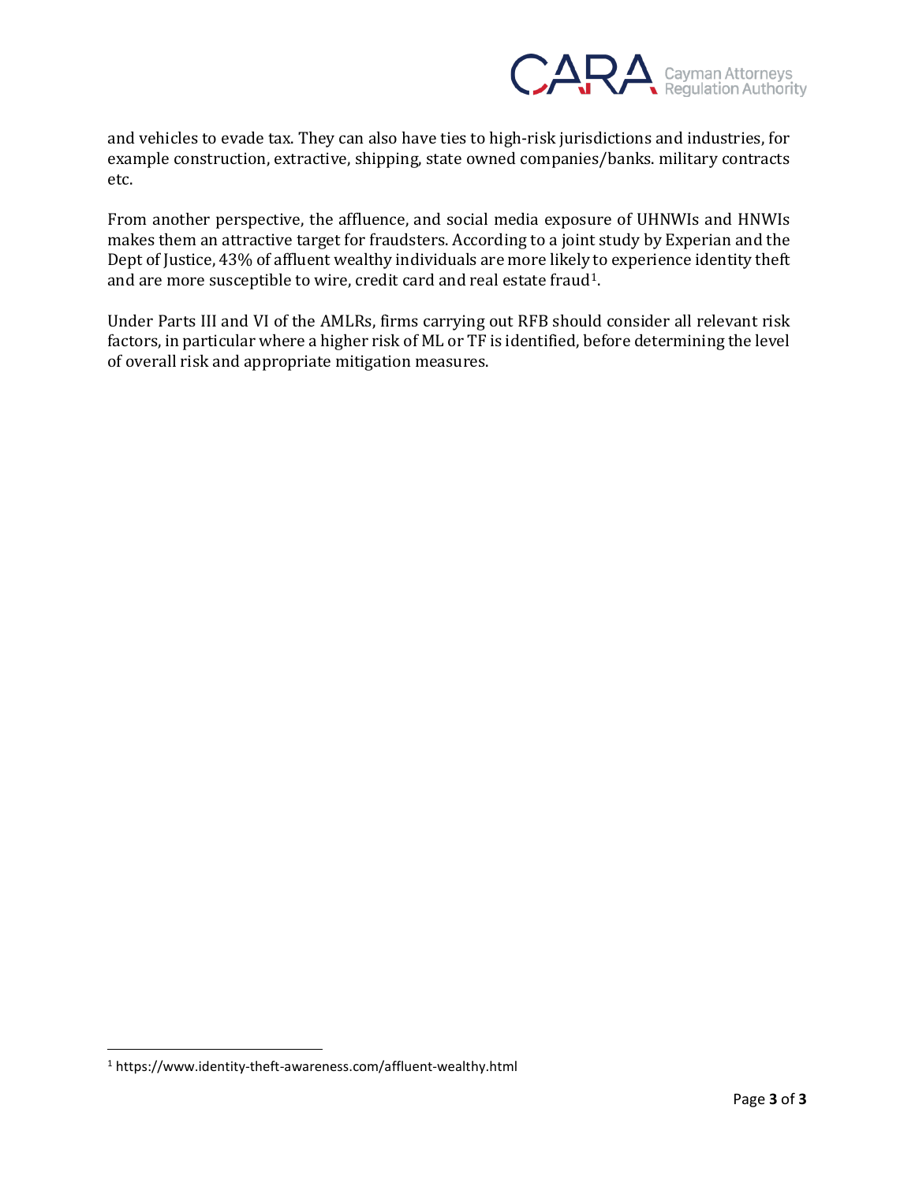and vehicles to evade tax. They can also have ties to high-risk jurisdictions and industries, for example construction, extractive, shipping, state owned companies/banks. military contracts etc.

From another perspective, the affluence, and social media exposure of UHNWIs and HNWIs makes them an attractive target for fraudsters. According to a joint study by Experian and the Dept of Justice, 43% of affluent wealthy individuals are more likely to experience identity theft and are more susceptible to wire, credit card and real estate fraud[1].

Under Parts III and VI of the AMLRs, firms carrying out RFB should consider all relevant risk factors, in particular where a higher risk of ML or TF is identified, before determining the level of overall risk and appropriate mitigation measures.

[1] https://www.identity-theft-awareness.com/affluent-wealthy.html